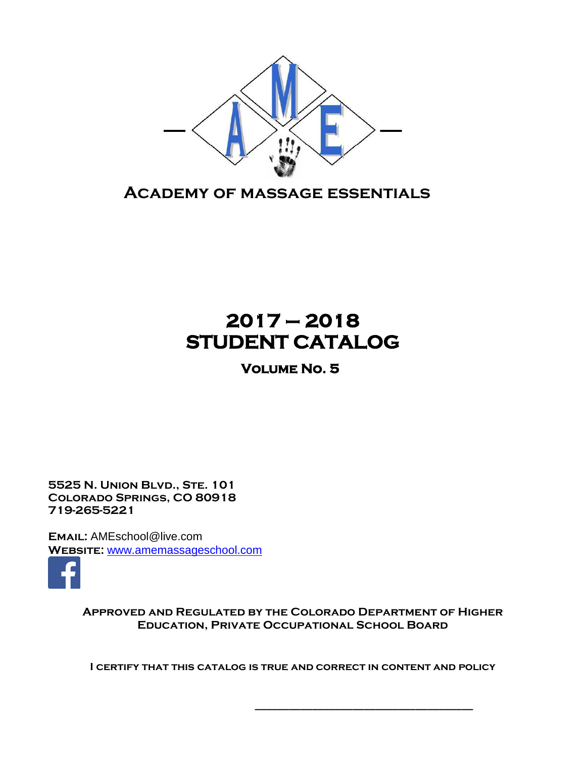# Academy of Massage Essentials

# 2017 – 2018
# STUDENT CATALOG

## Volume No. 5

**5525 N. Union Blvd., Ste. 101**
**Colorado Springs, CO 80918**
**719-265-5221**

**Email:** AMEschool@live.com
**Website:** www.amemassageschool.com

**Approved and Regulated by the Colorado Department of Higher Education, Private Occupational School Board**

**I certify that this catalog is true and correct in content and policy**

\_\_\_\_\_\_\_\_\_\_\_\_\_\_\_\_\_\_\_\_\_\_\_\_\_\_\_\_\_\_\_\_\_\_\_\_\_\_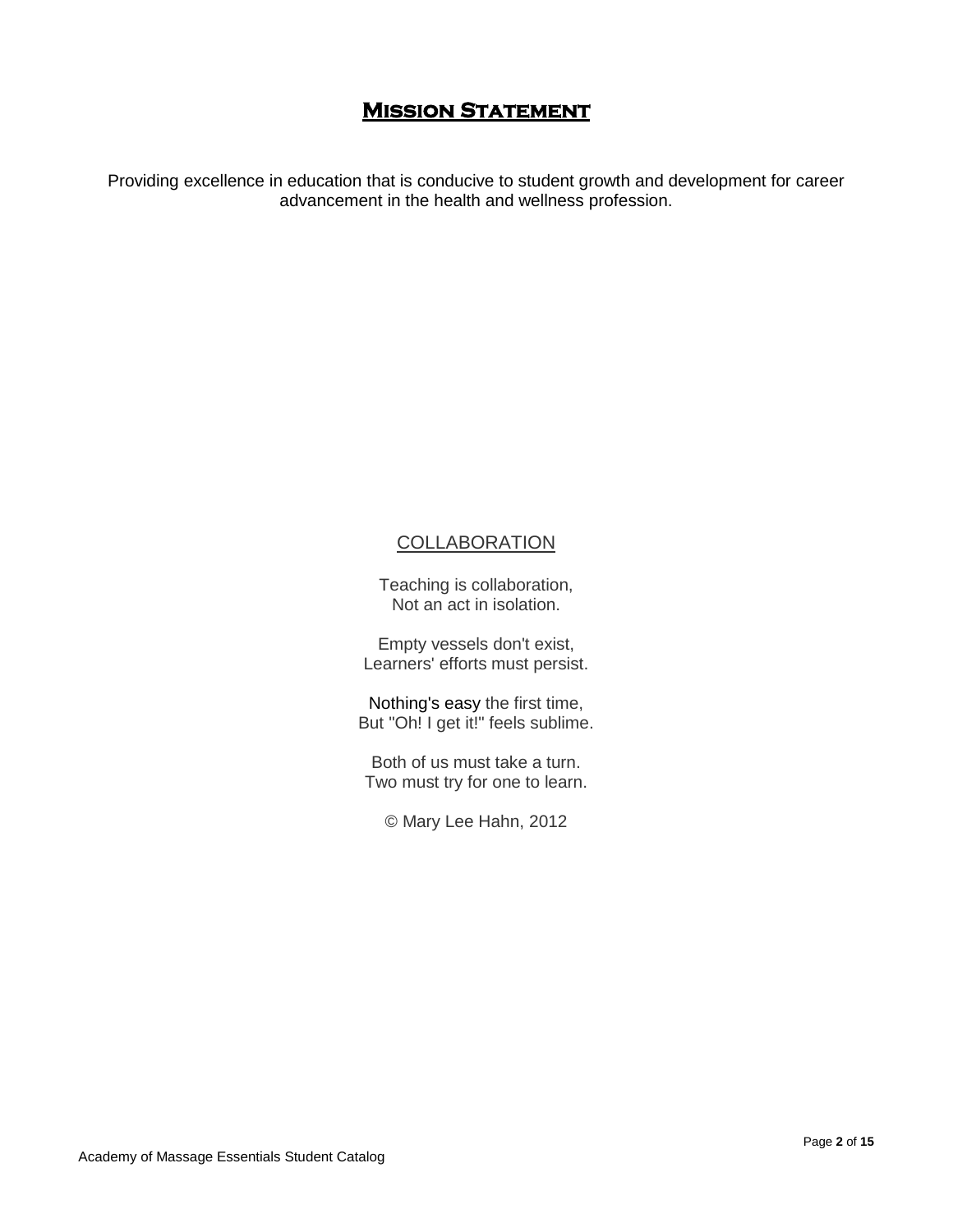# Mission Statement

Providing excellence in education that is conducive to student growth and development for career advancement in the health and wellness profession.

## COLLABORATION

Teaching is collaboration,
Not an act in isolation.

Empty vessels don't exist,
Learners' efforts must persist.

Nothing's easy the first time,
But "Oh! I get it!" feels sublime.

Both of us must take a turn.
Two must try for one to learn.

© Mary Lee Hahn, 2012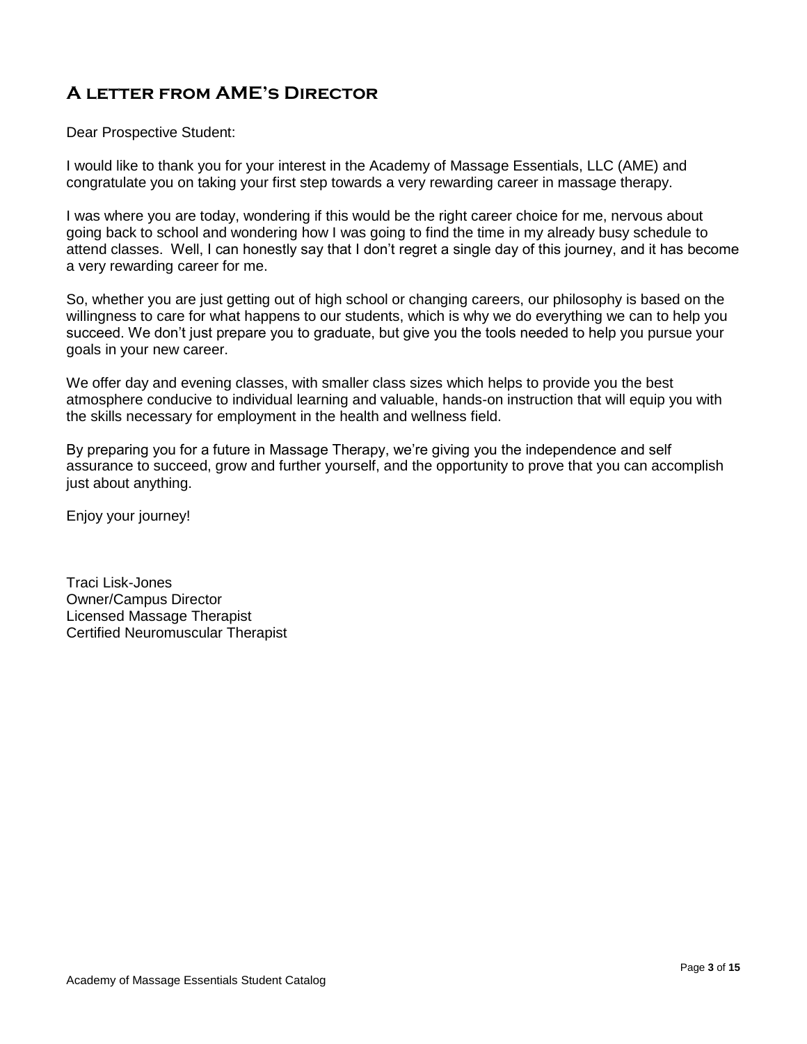## A letter from AME's Director

Dear Prospective Student:

I would like to thank you for your interest in the Academy of Massage Essentials, LLC (AME) and congratulate you on taking your first step towards a very rewarding career in massage therapy.

I was where you are today, wondering if this would be the right career choice for me, nervous about going back to school and wondering how I was going to find the time in my already busy schedule to attend classes. Well, I can honestly say that I don't regret a single day of this journey, and it has become a very rewarding career for me.

So, whether you are just getting out of high school or changing careers, our philosophy is based on the willingness to care for what happens to our students, which is why we do everything we can to help you succeed. We don't just prepare you to graduate, but give you the tools needed to help you pursue your goals in your new career.

We offer day and evening classes, with smaller class sizes which helps to provide you the best atmosphere conducive to individual learning and valuable, hands-on instruction that will equip you with the skills necessary for employment in the health and wellness field.

By preparing you for a future in Massage Therapy, we're giving you the independence and self assurance to succeed, grow and further yourself, and the opportunity to prove that you can accomplish just about anything.

Enjoy your journey!

Traci Lisk-Jones
Owner/Campus Director
Licensed Massage Therapist
Certified Neuromuscular Therapist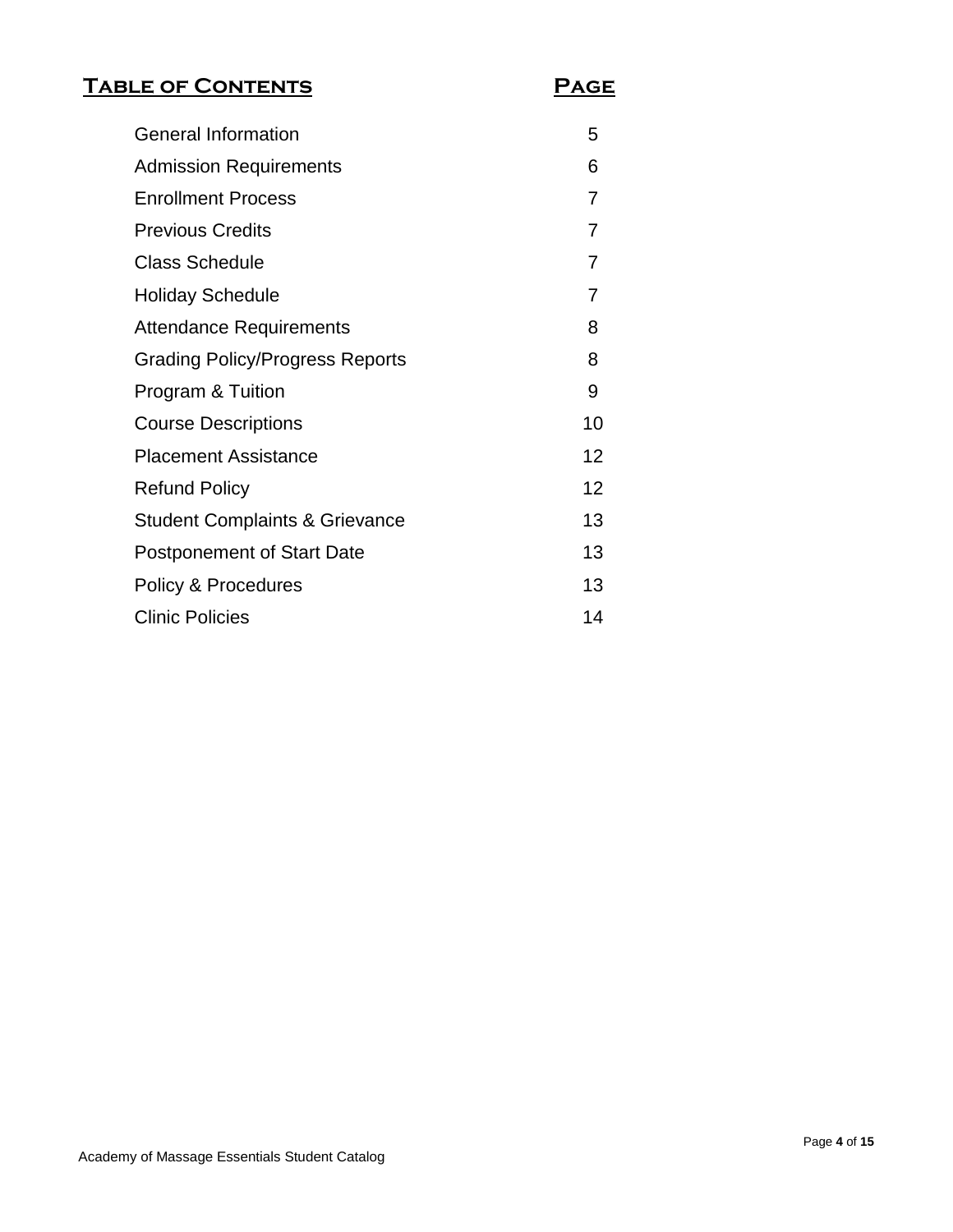| Table of Contents | Page |
|---|---|
| General Information | 5 |
| Admission Requirements | 6 |
| Enrollment Process | 7 |
| Previous Credits | 7 |
| Class Schedule | 7 |
| Holiday Schedule | 7 |
| Attendance Requirements | 8 |
| Grading Policy/Progress Reports | 8 |
| Program & Tuition | 9 |
| Course Descriptions | 10 |
| Placement Assistance | 12 |
| Refund Policy | 12 |
| Student Complaints & Grievance | 13 |
| Postponement of Start Date | 13 |
| Policy & Procedures | 13 |
| Clinic Policies | 14 |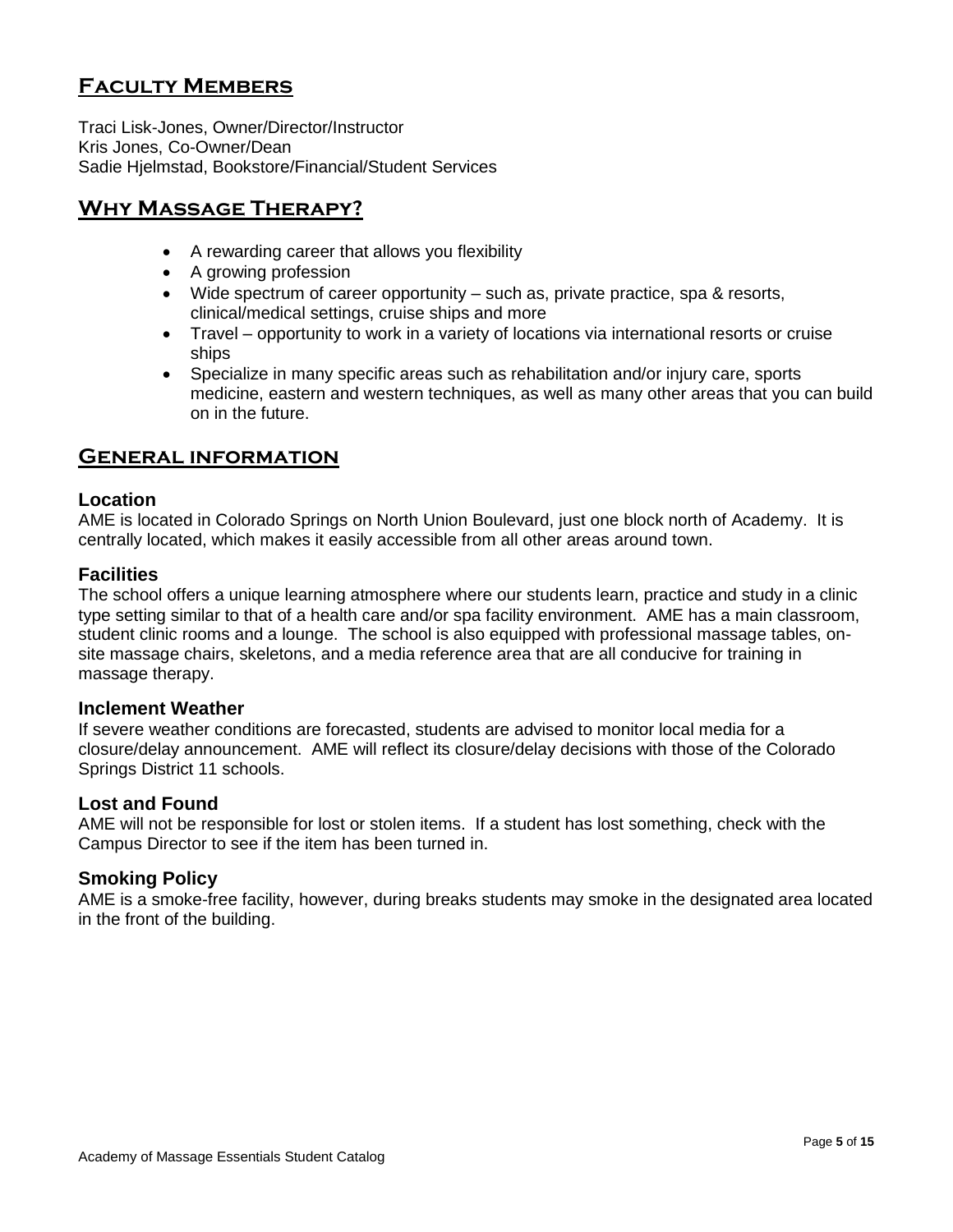## Faculty Members

Traci Lisk-Jones, Owner/Director/Instructor
Kris Jones, Co-Owner/Dean
Sadie Hjelmstad, Bookstore/Financial/Student Services

## Why Massage Therapy?

- A rewarding career that allows you flexibility
- A growing profession
- Wide spectrum of career opportunity – such as, private practice, spa & resorts, clinical/medical settings, cruise ships and more
- Travel – opportunity to work in a variety of locations via international resorts or cruise ships
- Specialize in many specific areas such as rehabilitation and/or injury care, sports medicine, eastern and western techniques, as well as many other areas that you can build on in the future.

## General information

### Location

AME is located in Colorado Springs on North Union Boulevard, just one block north of Academy. It is centrally located, which makes it easily accessible from all other areas around town.

### Facilities

The school offers a unique learning atmosphere where our students learn, practice and study in a clinic type setting similar to that of a health care and/or spa facility environment. AME has a main classroom, student clinic rooms and a lounge. The school is also equipped with professional massage tables, on-site massage chairs, skeletons, and a media reference area that are all conducive for training in massage therapy.

### Inclement Weather

If severe weather conditions are forecasted, students are advised to monitor local media for a closure/delay announcement. AME will reflect its closure/delay decisions with those of the Colorado Springs District 11 schools.

### Lost and Found

AME will not be responsible for lost or stolen items. If a student has lost something, check with the Campus Director to see if the item has been turned in.

### Smoking Policy

AME is a smoke-free facility, however, during breaks students may smoke in the designated area located in the front of the building.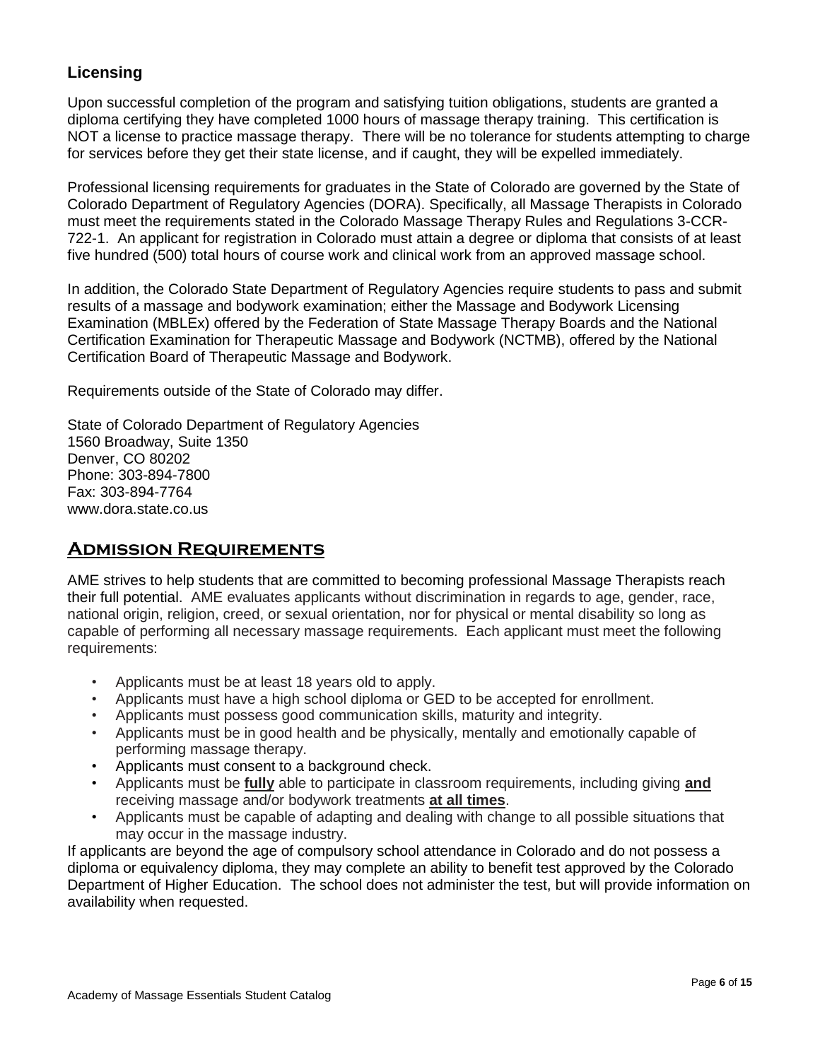## Licensing

Upon successful completion of the program and satisfying tuition obligations, students are granted a diploma certifying they have completed 1000 hours of massage therapy training. This certification is NOT a license to practice massage therapy. There will be no tolerance for students attempting to charge for services before they get their state license, and if caught, they will be expelled immediately.

Professional licensing requirements for graduates in the State of Colorado are governed by the State of Colorado Department of Regulatory Agencies (DORA). Specifically, all Massage Therapists in Colorado must meet the requirements stated in the Colorado Massage Therapy Rules and Regulations 3-CCR-722-1. An applicant for registration in Colorado must attain a degree or diploma that consists of at least five hundred (500) total hours of course work and clinical work from an approved massage school.

In addition, the Colorado State Department of Regulatory Agencies require students to pass and submit results of a massage and bodywork examination; either the Massage and Bodywork Licensing Examination (MBLEx) offered by the Federation of State Massage Therapy Boards and the National Certification Examination for Therapeutic Massage and Bodywork (NCTMB), offered by the National Certification Board of Therapeutic Massage and Bodywork.

Requirements outside of the State of Colorado may differ.

State of Colorado Department of Regulatory Agencies
1560 Broadway, Suite 1350
Denver, CO 80202
Phone: 303-894-7800
Fax: 303-894-7764
www.dora.state.co.us

## Admission Requirements

AME strives to help students that are committed to becoming professional Massage Therapists reach their full potential. AME evaluates applicants without discrimination in regards to age, gender, race, national origin, religion, creed, or sexual orientation, nor for physical or mental disability so long as capable of performing all necessary massage requirements. Each applicant must meet the following requirements:

- Applicants must be at least 18 years old to apply.
- Applicants must have a high school diploma or GED to be accepted for enrollment.
- Applicants must possess good communication skills, maturity and integrity.
- Applicants must be in good health and be physically, mentally and emotionally capable of performing massage therapy.
- Applicants must consent to a background check.
- Applicants must be **fully** able to participate in classroom requirements, including giving **and** receiving massage and/or bodywork treatments **at all times**.
- Applicants must be capable of adapting and dealing with change to all possible situations that may occur in the massage industry.

If applicants are beyond the age of compulsory school attendance in Colorado and do not possess a diploma or equivalency diploma, they may complete an ability to benefit test approved by the Colorado Department of Higher Education. The school does not administer the test, but will provide information on availability when requested.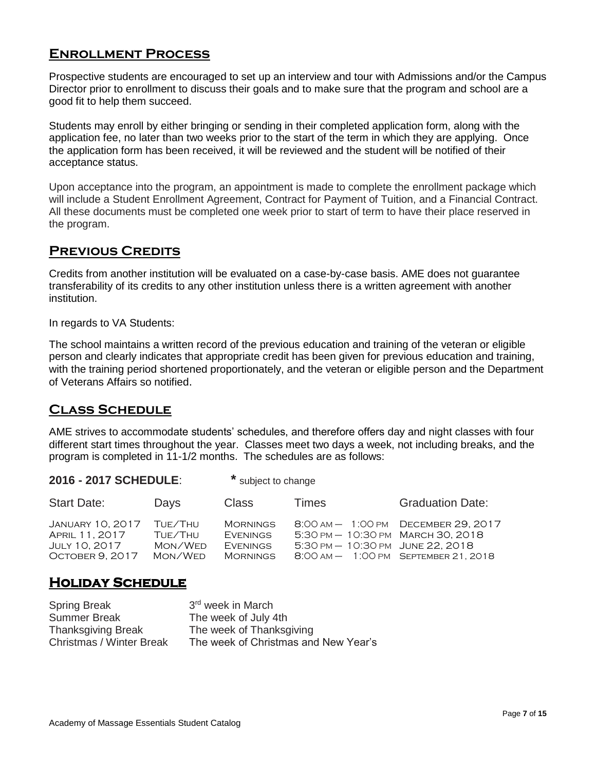## Enrollment Process

Prospective students are encouraged to set up an interview and tour with Admissions and/or the Campus Director prior to enrollment to discuss their goals and to make sure that the program and school are a good fit to help them succeed.

Students may enroll by either bringing or sending in their completed application form, along with the application fee, no later than two weeks prior to the start of the term in which they are applying. Once the application form has been received, it will be reviewed and the student will be notified of their acceptance status.

Upon acceptance into the program, an appointment is made to complete the enrollment package which will include a Student Enrollment Agreement, Contract for Payment of Tuition, and a Financial Contract. All these documents must be completed one week prior to start of term to have their place reserved in the program.

## Previous Credits

Credits from another institution will be evaluated on a case-by-case basis. AME does not guarantee transferability of its credits to any other institution unless there is a written agreement with another institution.

In regards to VA Students:

The school maintains a written record of the previous education and training of the veteran or eligible person and clearly indicates that appropriate credit has been given for previous education and training, with the training period shortened proportionately, and the veteran or eligible person and the Department of Veterans Affairs so notified.

## Class Schedule

AME strives to accommodate students' schedules, and therefore offers day and night classes with four different start times throughout the year. Classes meet two days a week, not including breaks, and the program is completed in 11-1/2 months. The schedules are as follows:

**2016 - 2017 SCHEDULE**: **\*** subject to change

| Start Date: | Days | Class | Times | Graduation Date: |
|---|---|---|---|---|
| January 10, 2017 | Tue/Thu | Mornings | 8:00 am – 1:00 pm | December 29, 2017 |
| April 11, 2017 | Tue/Thu | Evenings | 5:30 pm – 10:30 pm | March 30, 2018 |
| July 10, 2017 | Mon/Wed | Evenings | 5:30 pm – 10:30 pm | June 22, 2018 |
| October 9, 2017 | Mon/Wed | Mornings | 8:00 am – 1:00 pm | September 21, 2018 |

## Holiday Schedule

| | |
|---|---|
| Spring Break | 3rd week in March |
| Summer Break | The week of July 4th |
| Thanksgiving Break | The week of Thanksgiving |
| Christmas / Winter Break | The week of Christmas and New Year's |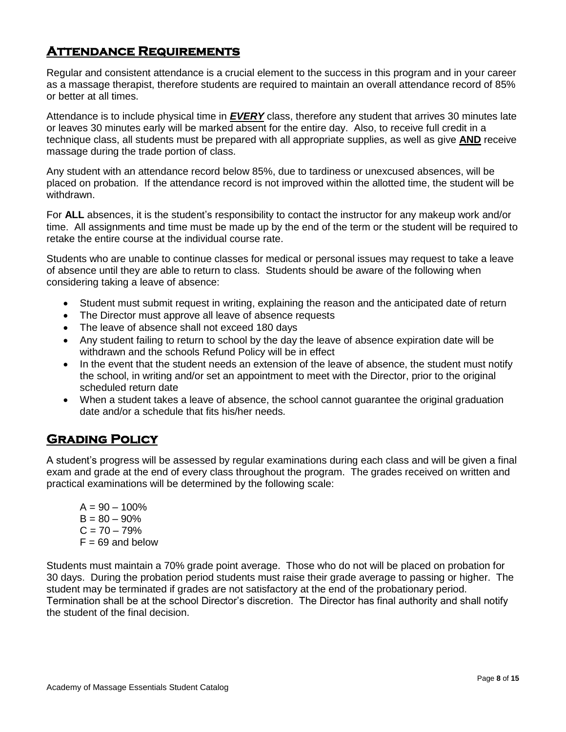## Attendance Requirements

Regular and consistent attendance is a crucial element to the success in this program and in your career as a massage therapist, therefore students are required to maintain an overall attendance record of 85% or better at all times.

Attendance is to include physical time in ***EVERY*** class, therefore any student that arrives 30 minutes late or leaves 30 minutes early will be marked absent for the entire day. Also, to receive full credit in a technique class, all students must be prepared with all appropriate supplies, as well as give **AND** receive massage during the trade portion of class.

Any student with an attendance record below 85%, due to tardiness or unexcused absences, will be placed on probation. If the attendance record is not improved within the allotted time, the student will be withdrawn.

For **ALL** absences, it is the student's responsibility to contact the instructor for any makeup work and/or time. All assignments and time must be made up by the end of the term or the student will be required to retake the entire course at the individual course rate.

Students who are unable to continue classes for medical or personal issues may request to take a leave of absence until they are able to return to class. Students should be aware of the following when considering taking a leave of absence:

- Student must submit request in writing, explaining the reason and the anticipated date of return
- The Director must approve all leave of absence requests
- The leave of absence shall not exceed 180 days
- Any student failing to return to school by the day the leave of absence expiration date will be withdrawn and the schools Refund Policy will be in effect
- In the event that the student needs an extension of the leave of absence, the student must notify the school, in writing and/or set an appointment to meet with the Director, prior to the original scheduled return date
- When a student takes a leave of absence, the school cannot guarantee the original graduation date and/or a schedule that fits his/her needs.

## Grading Policy

A student's progress will be assessed by regular examinations during each class and will be given a final exam and grade at the end of every class throughout the program. The grades received on written and practical examinations will be determined by the following scale:

A = 90 – 100%
B = 80 – 90%
C = 70 – 79%
F = 69 and below

Students must maintain a 70% grade point average. Those who do not will be placed on probation for 30 days. During the probation period students must raise their grade average to passing or higher. The student may be terminated if grades are not satisfactory at the end of the probationary period. Termination shall be at the school Director's discretion. The Director has final authority and shall notify the student of the final decision.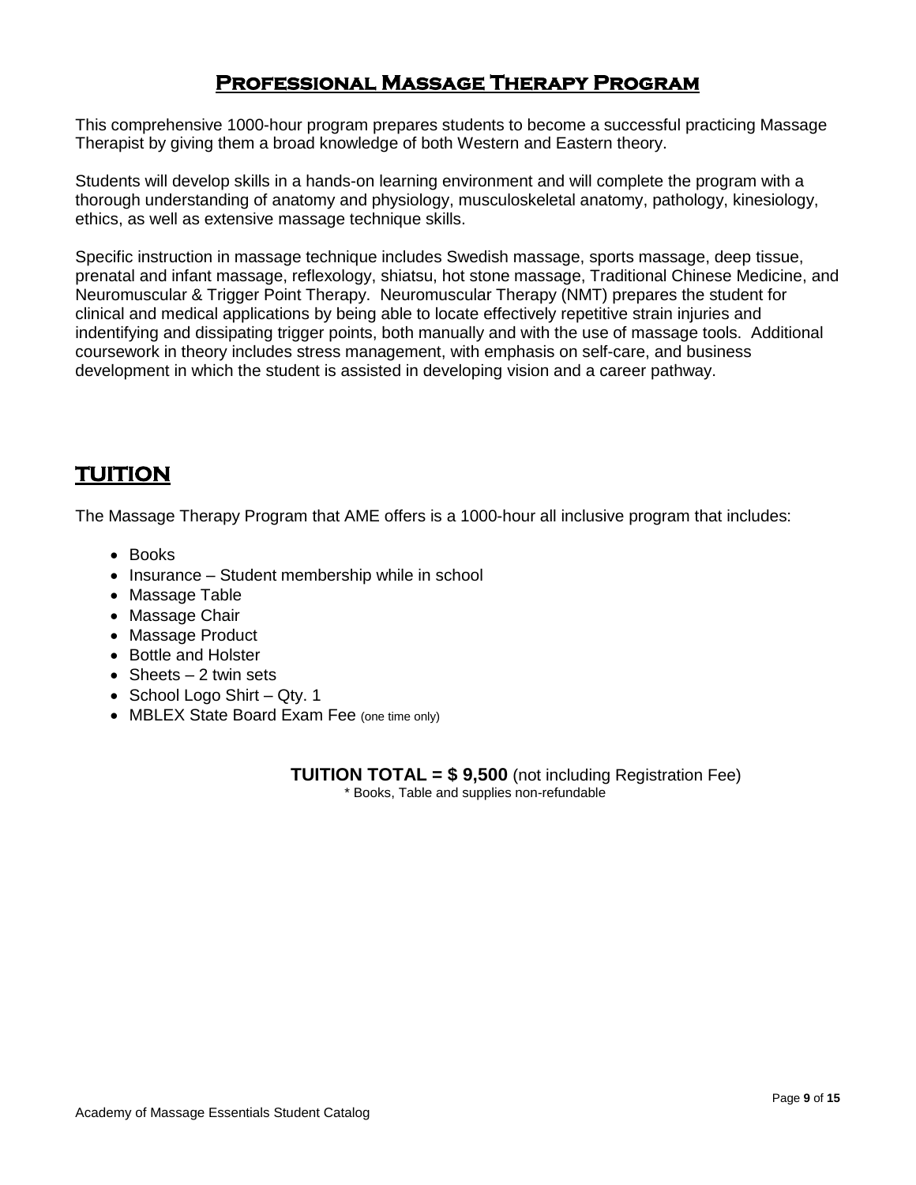# Professional Massage Therapy Program

This comprehensive 1000-hour program prepares students to become a successful practicing Massage Therapist by giving them a broad knowledge of both Western and Eastern theory.

Students will develop skills in a hands-on learning environment and will complete the program with a thorough understanding of anatomy and physiology, musculoskeletal anatomy, pathology, kinesiology, ethics, as well as extensive massage technique skills.

Specific instruction in massage technique includes Swedish massage, sports massage, deep tissue, prenatal and infant massage, reflexology, shiatsu, hot stone massage, Traditional Chinese Medicine, and Neuromuscular & Trigger Point Therapy. Neuromuscular Therapy (NMT) prepares the student for clinical and medical applications by being able to locate effectively repetitive strain injuries and indentifying and dissipating trigger points, both manually and with the use of massage tools. Additional coursework in theory includes stress management, with emphasis on self-care, and business development in which the student is assisted in developing vision and a career pathway.

## TUITION

The Massage Therapy Program that AME offers is a 1000-hour all inclusive program that includes:

- Books
- Insurance – Student membership while in school
- Massage Table
- Massage Chair
- Massage Product
- Bottle and Holster
- Sheets – 2 twin sets
- School Logo Shirt – Qty. 1
- MBLEX State Board Exam Fee (one time only)

**TUITION TOTAL = $ 9,500** (not including Registration Fee)

\* Books, Table and supplies non-refundable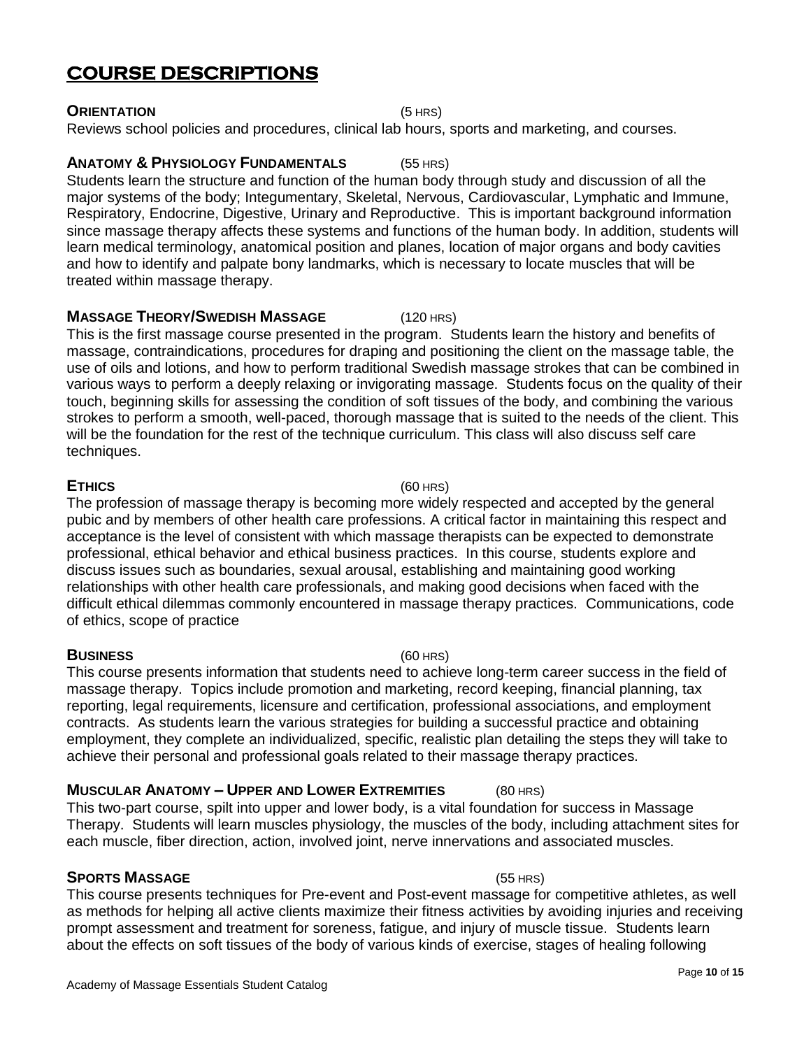# COURSE DESCRIPTIONS

**ORIENTATION** (5 HRS)

Reviews school policies and procedures, clinical lab hours, sports and marketing, and courses.

**ANATOMY & PHYSIOLOGY FUNDAMENTALS** (55 HRS)

Students learn the structure and function of the human body through study and discussion of all the major systems of the body; Integumentary, Skeletal, Nervous, Cardiovascular, Lymphatic and Immune, Respiratory, Endocrine, Digestive, Urinary and Reproductive. This is important background information since massage therapy affects these systems and functions of the human body. In addition, students will learn medical terminology, anatomical position and planes, location of major organs and body cavities and how to identify and palpate bony landmarks, which is necessary to locate muscles that will be treated within massage therapy.

**MASSAGE THEORY/SWEDISH MASSAGE** (120 HRS)

This is the first massage course presented in the program. Students learn the history and benefits of massage, contraindications, procedures for draping and positioning the client on the massage table, the use of oils and lotions, and how to perform traditional Swedish massage strokes that can be combined in various ways to perform a deeply relaxing or invigorating massage. Students focus on the quality of their touch, beginning skills for assessing the condition of soft tissues of the body, and combining the various strokes to perform a smooth, well-paced, thorough massage that is suited to the needs of the client. This will be the foundation for the rest of the technique curriculum. This class will also discuss self care techniques.

**ETHICS** (60 HRS)

The profession of massage therapy is becoming more widely respected and accepted by the general pubic and by members of other health care professions. A critical factor in maintaining this respect and acceptance is the level of consistent with which massage therapists can be expected to demonstrate professional, ethical behavior and ethical business practices. In this course, students explore and discuss issues such as boundaries, sexual arousal, establishing and maintaining good working relationships with other health care professionals, and making good decisions when faced with the difficult ethical dilemmas commonly encountered in massage therapy practices. Communications, code of ethics, scope of practice

**BUSINESS** (60 HRS)

This course presents information that students need to achieve long-term career success in the field of massage therapy. Topics include promotion and marketing, record keeping, financial planning, tax reporting, legal requirements, licensure and certification, professional associations, and employment contracts. As students learn the various strategies for building a successful practice and obtaining employment, they complete an individualized, specific, realistic plan detailing the steps they will take to achieve their personal and professional goals related to their massage therapy practices.

**MUSCULAR ANATOMY – UPPER AND LOWER EXTREMITIES** (80 HRS)

This two-part course, spilt into upper and lower body, is a vital foundation for success in Massage Therapy. Students will learn muscles physiology, the muscles of the body, including attachment sites for each muscle, fiber direction, action, involved joint, nerve innervations and associated muscles.

**SPORTS MASSAGE** (55 HRS)

This course presents techniques for Pre-event and Post-event massage for competitive athletes, as well as methods for helping all active clients maximize their fitness activities by avoiding injuries and receiving prompt assessment and treatment for soreness, fatigue, and injury of muscle tissue. Students learn about the effects on soft tissues of the body of various kinds of exercise, stages of healing following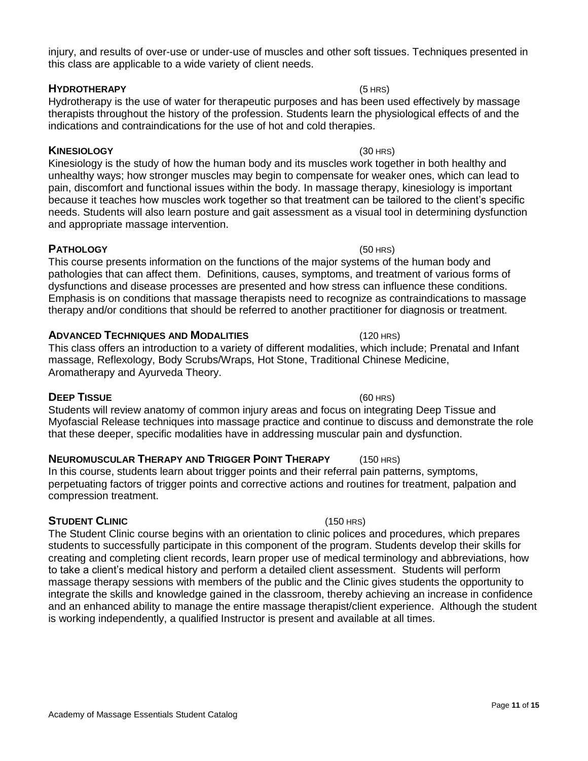injury, and results of over-use or under-use of muscles and other soft tissues. Techniques presented in this class are applicable to a wide variety of client needs.

### HYDROTHERAPY (5 HRS)

Hydrotherapy is the use of water for therapeutic purposes and has been used effectively by massage therapists throughout the history of the profession. Students learn the physiological effects of and the indications and contraindications for the use of hot and cold therapies.

### KINESIOLOGY (30 HRS)

Kinesiology is the study of how the human body and its muscles work together in both healthy and unhealthy ways; how stronger muscles may begin to compensate for weaker ones, which can lead to pain, discomfort and functional issues within the body. In massage therapy, kinesiology is important because it teaches how muscles work together so that treatment can be tailored to the client's specific needs. Students will also learn posture and gait assessment as a visual tool in determining dysfunction and appropriate massage intervention.

### PATHOLOGY (50 HRS)

This course presents information on the functions of the major systems of the human body and pathologies that can affect them. Definitions, causes, symptoms, and treatment of various forms of dysfunctions and disease processes are presented and how stress can influence these conditions. Emphasis is on conditions that massage therapists need to recognize as contraindications to massage therapy and/or conditions that should be referred to another practitioner for diagnosis or treatment.

### ADVANCED TECHNIQUES AND MODALITIES (120 HRS)

This class offers an introduction to a variety of different modalities, which include; Prenatal and Infant massage, Reflexology, Body Scrubs/Wraps, Hot Stone, Traditional Chinese Medicine, Aromatherapy and Ayurveda Theory.

### DEEP TISSUE (60 HRS)

Students will review anatomy of common injury areas and focus on integrating Deep Tissue and Myofascial Release techniques into massage practice and continue to discuss and demonstrate the role that these deeper, specific modalities have in addressing muscular pain and dysfunction.

### NEUROMUSCULAR THERAPY AND TRIGGER POINT THERAPY (150 HRS)

In this course, students learn about trigger points and their referral pain patterns, symptoms, perpetuating factors of trigger points and corrective actions and routines for treatment, palpation and compression treatment.

### STUDENT CLINIC (150 HRS)

The Student Clinic course begins with an orientation to clinic polices and procedures, which prepares students to successfully participate in this component of the program. Students develop their skills for creating and completing client records, learn proper use of medical terminology and abbreviations, how to take a client's medical history and perform a detailed client assessment. Students will perform massage therapy sessions with members of the public and the Clinic gives students the opportunity to integrate the skills and knowledge gained in the classroom, thereby achieving an increase in confidence and an enhanced ability to manage the entire massage therapist/client experience. Although the student is working independently, a qualified Instructor is present and available at all times.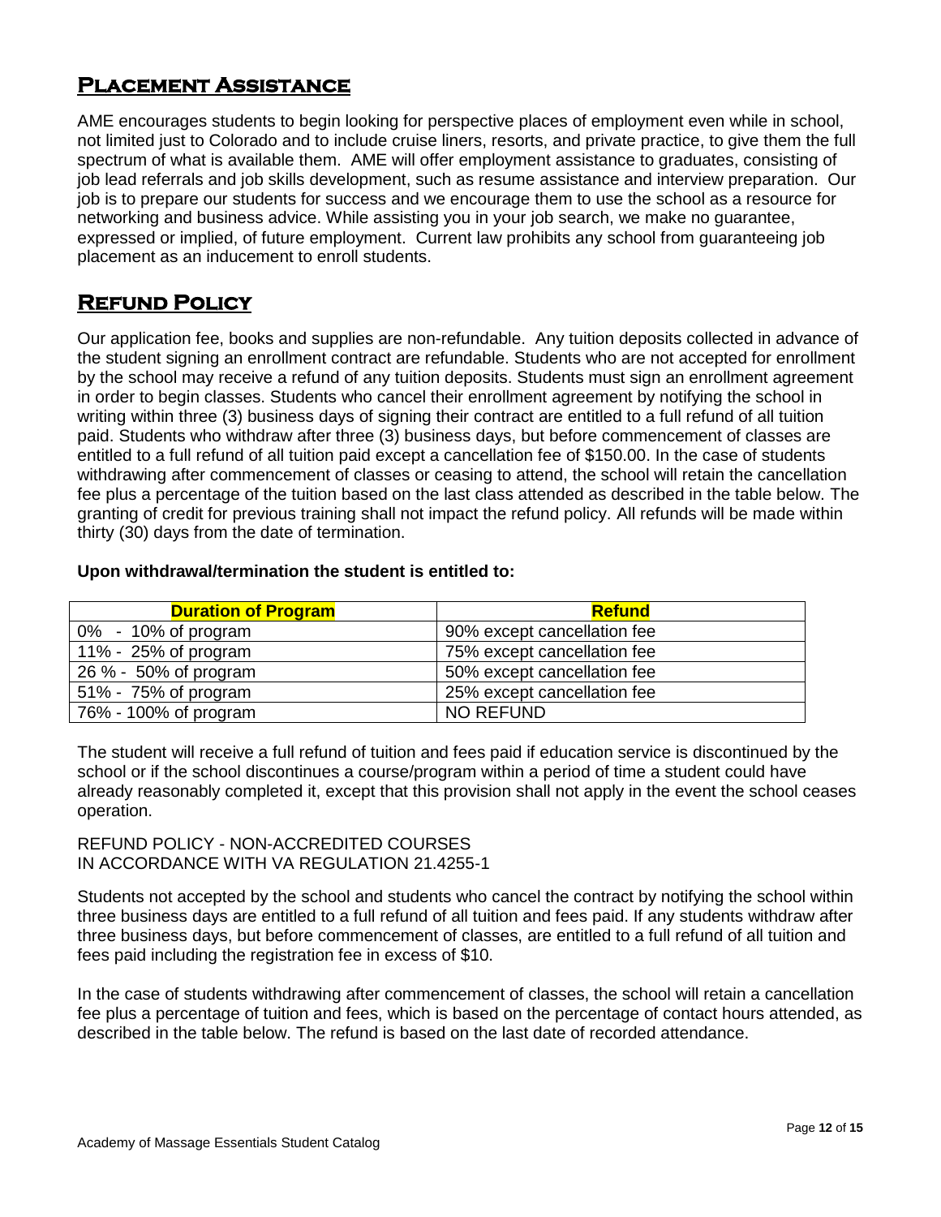## Placement Assistance

AME encourages students to begin looking for perspective places of employment even while in school, not limited just to Colorado and to include cruise liners, resorts, and private practice, to give them the full spectrum of what is available them. AME will offer employment assistance to graduates, consisting of job lead referrals and job skills development, such as resume assistance and interview preparation. Our job is to prepare our students for success and we encourage them to use the school as a resource for networking and business advice. While assisting you in your job search, we make no guarantee, expressed or implied, of future employment. Current law prohibits any school from guaranteeing job placement as an inducement to enroll students.

## Refund Policy

Our application fee, books and supplies are non-refundable. Any tuition deposits collected in advance of the student signing an enrollment contract are refundable. Students who are not accepted for enrollment by the school may receive a refund of any tuition deposits. Students must sign an enrollment agreement in order to begin classes. Students who cancel their enrollment agreement by notifying the school in writing within three (3) business days of signing their contract are entitled to a full refund of all tuition paid. Students who withdraw after three (3) business days, but before commencement of classes are entitled to a full refund of all tuition paid except a cancellation fee of $150.00. In the case of students withdrawing after commencement of classes or ceasing to attend, the school will retain the cancellation fee plus a percentage of the tuition based on the last class attended as described in the table below. The granting of credit for previous training shall not impact the refund policy. All refunds will be made within thirty (30) days from the date of termination.

**Upon withdrawal/termination the student is entitled to:**

| Duration of Program | Refund |
|---|---|
| 0% - 10% of program | 90% except cancellation fee |
| 11% - 25% of program | 75% except cancellation fee |
| 26 % - 50% of program | 50% except cancellation fee |
| 51% - 75% of program | 25% except cancellation fee |
| 76% - 100% of program | NO REFUND |

The student will receive a full refund of tuition and fees paid if education service is discontinued by the school or if the school discontinues a course/program within a period of time a student could have already reasonably completed it, except that this provision shall not apply in the event the school ceases operation.

REFUND POLICY - NON-ACCREDITED COURSES
IN ACCORDANCE WITH VA REGULATION 21.4255-1

Students not accepted by the school and students who cancel the contract by notifying the school within three business days are entitled to a full refund of all tuition and fees paid. If any students withdraw after three business days, but before commencement of classes, are entitled to a full refund of all tuition and fees paid including the registration fee in excess of $10.

In the case of students withdrawing after commencement of classes, the school will retain a cancellation fee plus a percentage of tuition and fees, which is based on the percentage of contact hours attended, as described in the table below. The refund is based on the last date of recorded attendance.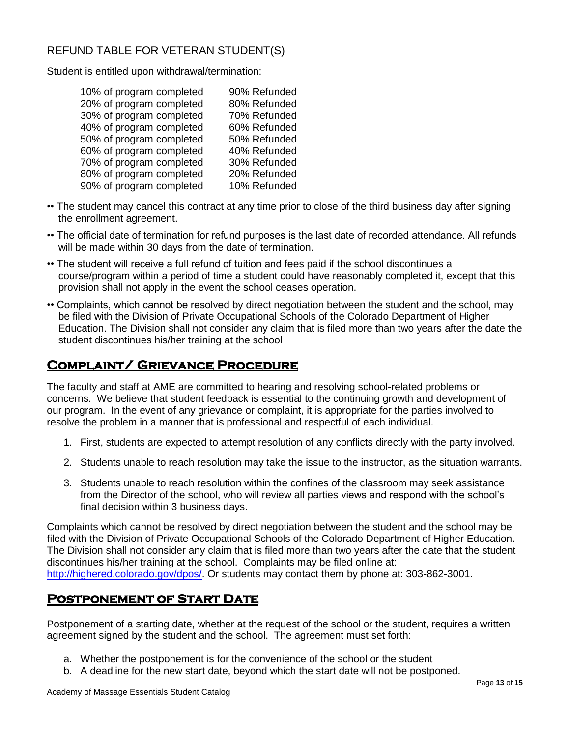REFUND TABLE FOR VETERAN STUDENT(S)

Student is entitled upon withdrawal/termination:

| | |
|---|---|
| 10% of program completed | 90% Refunded |
| 20% of program completed | 80% Refunded |
| 30% of program completed | 70% Refunded |
| 40% of program completed | 60% Refunded |
| 50% of program completed | 50% Refunded |
| 60% of program completed | 40% Refunded |
| 70% of program completed | 30% Refunded |
| 80% of program completed | 20% Refunded |
| 90% of program completed | 10% Refunded |

- The student may cancel this contract at any time prior to close of the third business day after signing the enrollment agreement.
- The official date of termination for refund purposes is the last date of recorded attendance. All refunds will be made within 30 days from the date of termination.
- The student will receive a full refund of tuition and fees paid if the school discontinues a course/program within a period of time a student could have reasonably completed it, except that this provision shall not apply in the event the school ceases operation.
- Complaints, which cannot be resolved by direct negotiation between the student and the school, may be filed with the Division of Private Occupational Schools of the Colorado Department of Higher Education. The Division shall not consider any claim that is filed more than two years after the date the student discontinues his/her training at the school

## Complaint/ Grievance Procedure

The faculty and staff at AME are committed to hearing and resolving school-related problems or concerns. We believe that student feedback is essential to the continuing growth and development of our program. In the event of any grievance or complaint, it is appropriate for the parties involved to resolve the problem in a manner that is professional and respectful of each individual.

1. First, students are expected to attempt resolution of any conflicts directly with the party involved.
2. Students unable to reach resolution may take the issue to the instructor, as the situation warrants.
3. Students unable to reach resolution within the confines of the classroom may seek assistance from the Director of the school, who will review all parties views and respond with the school's final decision within 3 business days.

Complaints which cannot be resolved by direct negotiation between the student and the school may be filed with the Division of Private Occupational Schools of the Colorado Department of Higher Education. The Division shall not consider any claim that is filed more than two years after the date that the student discontinues his/her training at the school. Complaints may be filed online at: http://highered.colorado.gov/dpos/. Or students may contact them by phone at: 303-862-3001.

## Postponement of Start Date

Postponement of a starting date, whether at the request of the school or the student, requires a written agreement signed by the student and the school. The agreement must set forth:

a. Whether the postponement is for the convenience of the school or the student
b. A deadline for the new start date, beyond which the start date will not be postponed.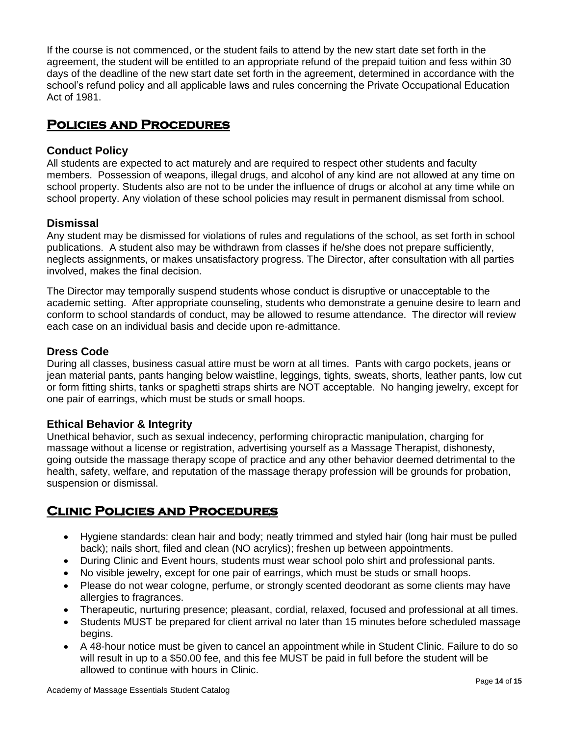If the course is not commenced, or the student fails to attend by the new start date set forth in the agreement, the student will be entitled to an appropriate refund of the prepaid tuition and fess within 30 days of the deadline of the new start date set forth in the agreement, determined in accordance with the school's refund policy and all applicable laws and rules concerning the Private Occupational Education Act of 1981.

## Policies and Procedures

### Conduct Policy

All students are expected to act maturely and are required to respect other students and faculty members. Possession of weapons, illegal drugs, and alcohol of any kind are not allowed at any time on school property. Students also are not to be under the influence of drugs or alcohol at any time while on school property. Any violation of these school policies may result in permanent dismissal from school.

### Dismissal

Any student may be dismissed for violations of rules and regulations of the school, as set forth in school publications. A student also may be withdrawn from classes if he/she does not prepare sufficiently, neglects assignments, or makes unsatisfactory progress. The Director, after consultation with all parties involved, makes the final decision.

The Director may temporally suspend students whose conduct is disruptive or unacceptable to the academic setting. After appropriate counseling, students who demonstrate a genuine desire to learn and conform to school standards of conduct, may be allowed to resume attendance. The director will review each case on an individual basis and decide upon re-admittance.

### Dress Code

During all classes, business casual attire must be worn at all times. Pants with cargo pockets, jeans or jean material pants, pants hanging below waistline, leggings, tights, sweats, shorts, leather pants, low cut or form fitting shirts, tanks or spaghetti straps shirts are NOT acceptable. No hanging jewelry, except for one pair of earrings, which must be studs or small hoops.

### Ethical Behavior & Integrity

Unethical behavior, such as sexual indecency, performing chiropractic manipulation, charging for massage without a license or registration, advertising yourself as a Massage Therapist, dishonesty, going outside the massage therapy scope of practice and any other behavior deemed detrimental to the health, safety, welfare, and reputation of the massage therapy profession will be grounds for probation, suspension or dismissal.

## Clinic Policies and Procedures

- Hygiene standards: clean hair and body; neatly trimmed and styled hair (long hair must be pulled back); nails short, filed and clean (NO acrylics); freshen up between appointments.
- During Clinic and Event hours, students must wear school polo shirt and professional pants.
- No visible jewelry, except for one pair of earrings, which must be studs or small hoops.
- Please do not wear cologne, perfume, or strongly scented deodorant as some clients may have allergies to fragrances.
- Therapeutic, nurturing presence; pleasant, cordial, relaxed, focused and professional at all times.
- Students MUST be prepared for client arrival no later than 15 minutes before scheduled massage begins.
- A 48-hour notice must be given to cancel an appointment while in Student Clinic. Failure to do so will result in up to a $50.00 fee, and this fee MUST be paid in full before the student will be allowed to continue with hours in Clinic.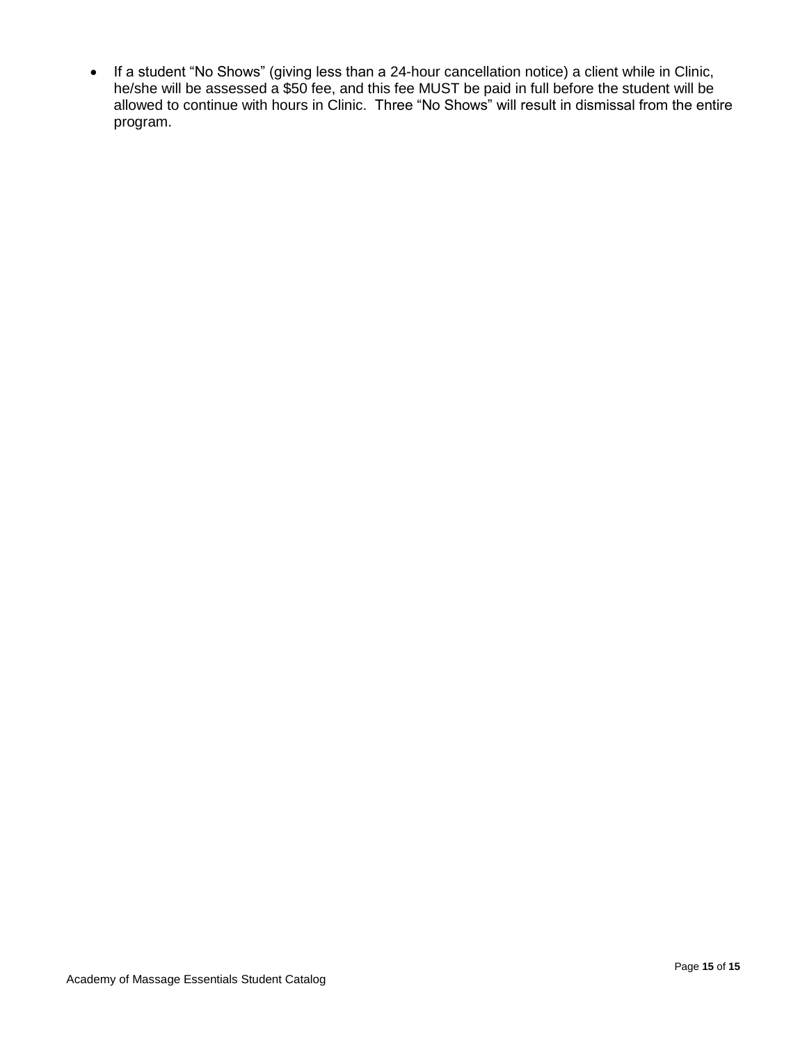- If a student “No Shows” (giving less than a 24-hour cancellation notice) a client while in Clinic, he/she will be assessed a $50 fee, and this fee MUST be paid in full before the student will be allowed to continue with hours in Clinic. Three “No Shows” will result in dismissal from the entire program.